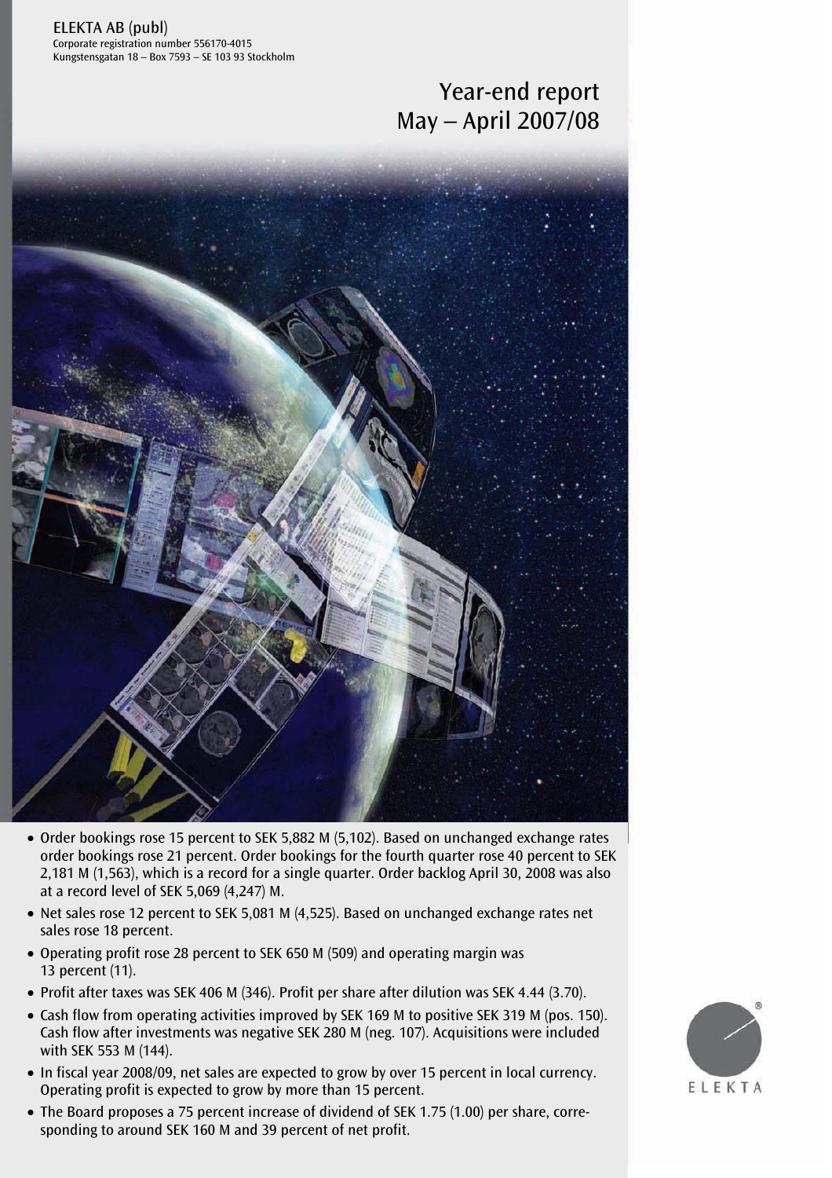ELEKTA AB (publ)
Corporate registration number 556170-4015
Kungstensgatan 18 – Box 7593 – SE 103 93 Stockholm

# Year-end report May – April 2007/08

- Order bookings rose 15 percent to SEK 5,882 M (5,102). Based on unchanged exchange rates order bookings rose 21 percent. Order bookings for the fourth quarter rose 40 percent to SEK 2,181 M (1,563), which is a record for a single quarter. Order backlog April 30, 2008 was also at a record level of SEK 5,069 (4,247) M.
- Net sales rose 12 percent to SEK 5,081 M (4,525). Based on unchanged exchange rates net sales rose 18 percent.
- Operating profit rose 28 percent to SEK 650 M (509) and operating margin was 13 percent (11).
- Profit after taxes was SEK 406 M (346). Profit per share after dilution was SEK 4.44 (3.70).
- Cash flow from operating activities improved by SEK 169 M to positive SEK 319 M (pos. 150). Cash flow after investments was negative SEK 280 M (neg. 107). Acquisitions were included with SEK 553 M (144).
- In fiscal year 2008/09, net sales are expected to grow by over 15 percent in local currency. Operating profit is expected to grow by more than 15 percent.
- The Board proposes a 75 percent increase of dividend of SEK 1.75 (1.00) per share, corresponding to around SEK 160 M and 39 percent of net profit.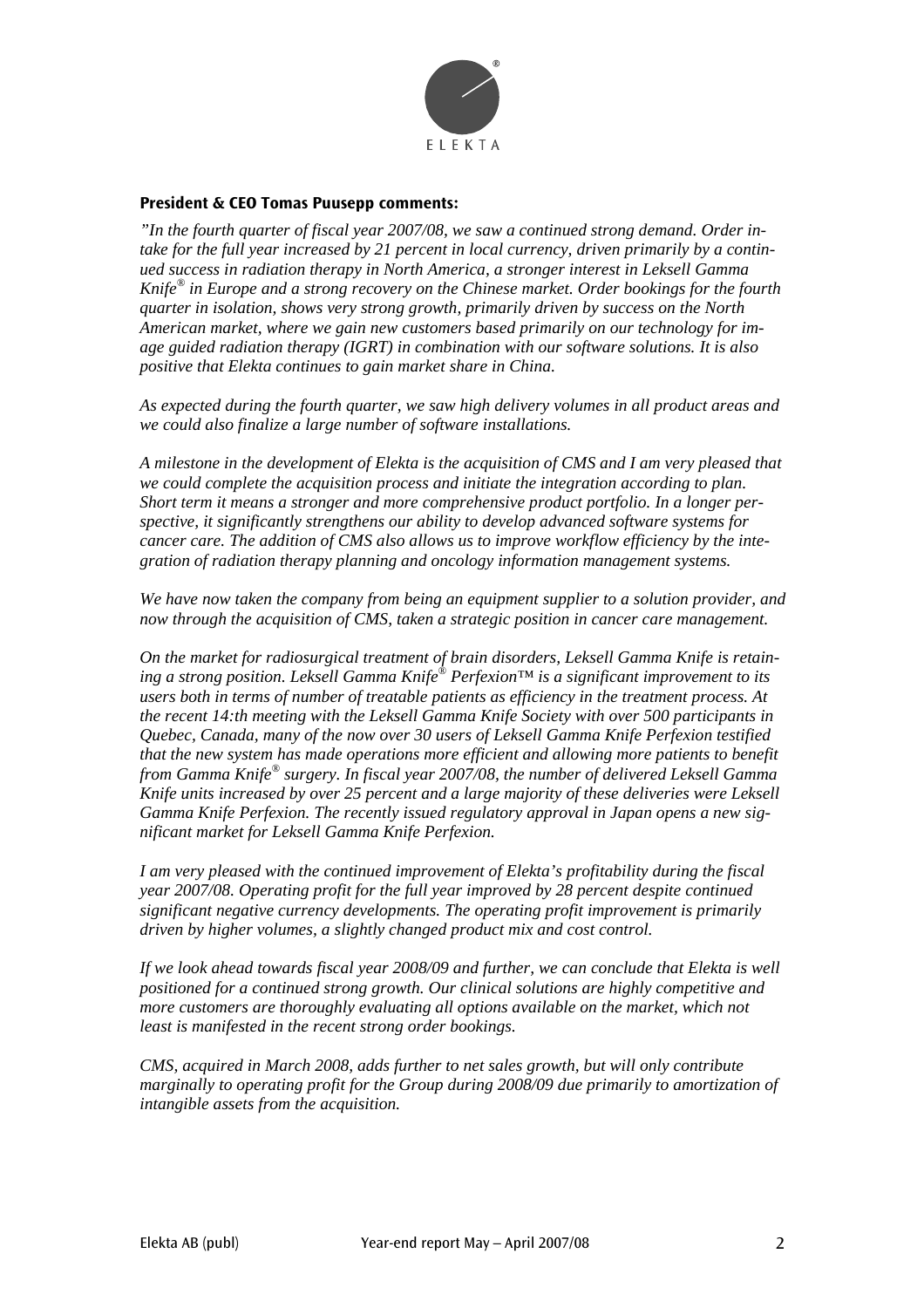### President & CEO Tomas Puusepp comments:

*"In the fourth quarter of fiscal year 2007/08, we saw a continued strong demand. Order intake for the full year increased by 21 percent in local currency, driven primarily by a continued success in radiation therapy in North America, a stronger interest in Leksell Gamma Knife® in Europe and a strong recovery on the Chinese market. Order bookings for the fourth quarter in isolation, shows very strong growth, primarily driven by success on the North American market, where we gain new customers based primarily on our technology for image guided radiation therapy (IGRT) in combination with our software solutions. It is also positive that Elekta continues to gain market share in China.*

*As expected during the fourth quarter, we saw high delivery volumes in all product areas and we could also finalize a large number of software installations.*

*A milestone in the development of Elekta is the acquisition of CMS and I am very pleased that we could complete the acquisition process and initiate the integration according to plan. Short term it means a stronger and more comprehensive product portfolio. In a longer perspective, it significantly strengthens our ability to develop advanced software systems for cancer care. The addition of CMS also allows us to improve workflow efficiency by the integration of radiation therapy planning and oncology information management systems.*

*We have now taken the company from being an equipment supplier to a solution provider, and now through the acquisition of CMS, taken a strategic position in cancer care management.*

*On the market for radiosurgical treatment of brain disorders, Leksell Gamma Knife is retaining a strong position. Leksell Gamma Knife® Perfexion™ is a significant improvement to its users both in terms of number of treatable patients as efficiency in the treatment process. At the recent 14:th meeting with the Leksell Gamma Knife Society with over 500 participants in Quebec, Canada, many of the now over 30 users of Leksell Gamma Knife Perfexion testified that the new system has made operations more efficient and allowing more patients to benefit from Gamma Knife® surgery. In fiscal year 2007/08, the number of delivered Leksell Gamma Knife units increased by over 25 percent and a large majority of these deliveries were Leksell Gamma Knife Perfexion. The recently issued regulatory approval in Japan opens a new significant market for Leksell Gamma Knife Perfexion.*

*I am very pleased with the continued improvement of Elekta's profitability during the fiscal year 2007/08. Operating profit for the full year improved by 28 percent despite continued significant negative currency developments. The operating profit improvement is primarily driven by higher volumes, a slightly changed product mix and cost control.*

*If we look ahead towards fiscal year 2008/09 and further, we can conclude that Elekta is well positioned for a continued strong growth. Our clinical solutions are highly competitive and more customers are thoroughly evaluating all options available on the market, which not least is manifested in the recent strong order bookings.*

*CMS, acquired in March 2008, adds further to net sales growth, but will only contribute marginally to operating profit for the Group during 2008/09 due primarily to amortization of intangible assets from the acquisition.*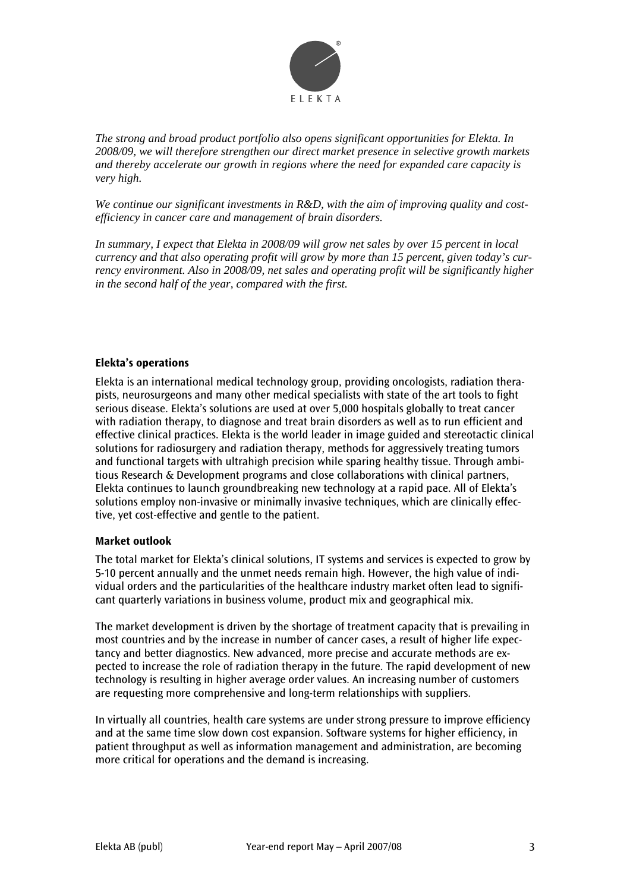*The strong and broad product portfolio also opens significant opportunities for Elekta. In 2008/09, we will therefore strengthen our direct market presence in selective growth markets and thereby accelerate our growth in regions where the need for expanded care capacity is very high.*

*We continue our significant investments in R&D, with the aim of improving quality and cost-efficiency in cancer care and management of brain disorders.*

*In summary, I expect that Elekta in 2008/09 will grow net sales by over 15 percent in local currency and that also operating profit will grow by more than 15 percent, given today's currency environment. Also in 2008/09, net sales and operating profit will be significantly higher in the second half of the year, compared with the first.*

## Elekta's operations

Elekta is an international medical technology group, providing oncologists, radiation therapists, neurosurgeons and many other medical specialists with state of the art tools to fight serious disease. Elekta's solutions are used at over 5,000 hospitals globally to treat cancer with radiation therapy, to diagnose and treat brain disorders as well as to run efficient and effective clinical practices. Elekta is the world leader in image guided and stereotactic clinical solutions for radiosurgery and radiation therapy, methods for aggressively treating tumors and functional targets with ultrahigh precision while sparing healthy tissue. Through ambitious Research & Development programs and close collaborations with clinical partners, Elekta continues to launch groundbreaking new technology at a rapid pace. All of Elekta's solutions employ non-invasive or minimally invasive techniques, which are clinically effective, yet cost-effective and gentle to the patient.

## Market outlook

The total market for Elekta's clinical solutions, IT systems and services is expected to grow by 5-10 percent annually and the unmet needs remain high. However, the high value of individual orders and the particularities of the healthcare industry market often lead to significant quarterly variations in business volume, product mix and geographical mix.

The market development is driven by the shortage of treatment capacity that is prevailing in most countries and by the increase in number of cancer cases, a result of higher life expectancy and better diagnostics. New advanced, more precise and accurate methods are expected to increase the role of radiation therapy in the future. The rapid development of new technology is resulting in higher average order values. An increasing number of customers are requesting more comprehensive and long-term relationships with suppliers.

In virtually all countries, health care systems are under strong pressure to improve efficiency and at the same time slow down cost expansion. Software systems for higher efficiency, in patient throughput as well as information management and administration, are becoming more critical for operations and the demand is increasing.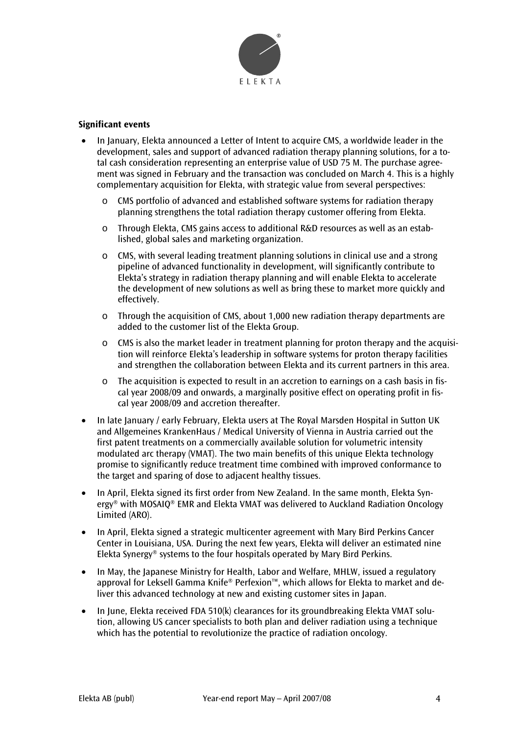**Significant events**

- In January, Elekta announced a Letter of Intent to acquire CMS, a worldwide leader in the development, sales and support of advanced radiation therapy planning solutions, for a total cash consideration representing an enterprise value of USD 75 M. The purchase agreement was signed in February and the transaction was concluded on March 4. This is a highly complementary acquisition for Elekta, with strategic value from several perspectives:
  - CMS portfolio of advanced and established software systems for radiation therapy planning strengthens the total radiation therapy customer offering from Elekta.
  - Through Elekta, CMS gains access to additional R&D resources as well as an established, global sales and marketing organization.
  - CMS, with several leading treatment planning solutions in clinical use and a strong pipeline of advanced functionality in development, will significantly contribute to Elekta's strategy in radiation therapy planning and will enable Elekta to accelerate the development of new solutions as well as bring these to market more quickly and effectively.
  - Through the acquisition of CMS, about 1,000 new radiation therapy departments are added to the customer list of the Elekta Group.
  - CMS is also the market leader in treatment planning for proton therapy and the acquisition will reinforce Elekta's leadership in software systems for proton therapy facilities and strengthen the collaboration between Elekta and its current partners in this area.
  - The acquisition is expected to result in an accretion to earnings on a cash basis in fiscal year 2008/09 and onwards, a marginally positive effect on operating profit in fiscal year 2008/09 and accretion thereafter.
- In late January / early February, Elekta users at The Royal Marsden Hospital in Sutton UK and Allgemeines KrankenHaus / Medical University of Vienna in Austria carried out the first patent treatments on a commercially available solution for volumetric intensity modulated arc therapy (VMAT). The two main benefits of this unique Elekta technology promise to significantly reduce treatment time combined with improved conformance to the target and sparing of dose to adjacent healthy tissues.
- In April, Elekta signed its first order from New Zealand. In the same month, Elekta Synergy® with MOSAIQ® EMR and Elekta VMAT was delivered to Auckland Radiation Oncology Limited (ARO).
- In April, Elekta signed a strategic multicenter agreement with Mary Bird Perkins Cancer Center in Louisiana, USA. During the next few years, Elekta will deliver an estimated nine Elekta Synergy® systems to the four hospitals operated by Mary Bird Perkins.
- In May, the Japanese Ministry for Health, Labor and Welfare, MHLW, issued a regulatory approval for Leksell Gamma Knife® Perfexion™, which allows for Elekta to market and deliver this advanced technology at new and existing customer sites in Japan.
- In June, Elekta received FDA 510(k) clearances for its groundbreaking Elekta VMAT solution, allowing US cancer specialists to both plan and deliver radiation using a technique which has the potential to revolutionize the practice of radiation oncology.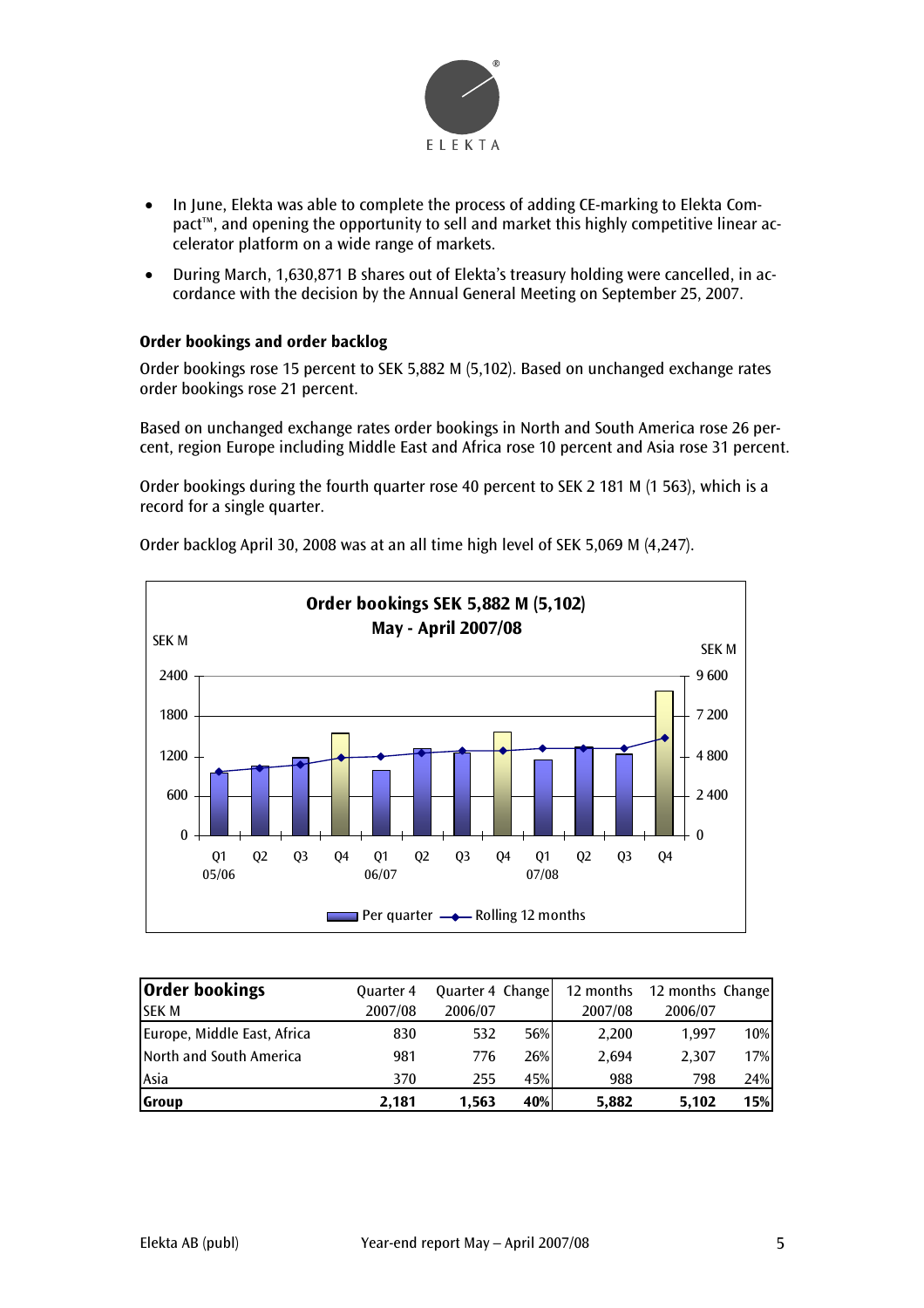- In June, Elekta was able to complete the process of adding CE-marking to Elekta Compact™, and opening the opportunity to sell and market this highly competitive linear accelerator platform on a wide range of markets.
- During March, 1,630,871 B shares out of Elekta's treasury holding were cancelled, in accordance with the decision by the Annual General Meeting on September 25, 2007.

### Order bookings and order backlog

Order bookings rose 15 percent to SEK 5,882 M (5,102). Based on unchanged exchange rates order bookings rose 21 percent.

Based on unchanged exchange rates order bookings in North and South America rose 26 percent, region Europe including Middle East and Africa rose 10 percent and Asia rose 31 percent.

Order bookings during the fourth quarter rose 40 percent to SEK 2 181 M (1 563), which is a record for a single quarter.

Order backlog April 30, 2008 was at an all time high level of SEK 5,069 M (4,247).

**Order bookings SEK 5,882 M (5,102)**
**May - April 2007/08**

| Order bookings SEK M | Quarter 4 2007/08 | Quarter 4 2006/07 | Change | 12 months 2007/08 | 12 months 2006/07 | Change |
|---|---|---|---|---|---|---|
| Europe, Middle East, Africa | 830 | 532 | 56% | 2,200 | 1,997 | 10% |
| North and South America | 981 | 776 | 26% | 2,694 | 2,307 | 17% |
| Asia | 370 | 255 | 45% | 988 | 798 | 24% |
| **Group** | **2,181** | **1,563** | **40%** | **5,882** | **5,102** | **15%** |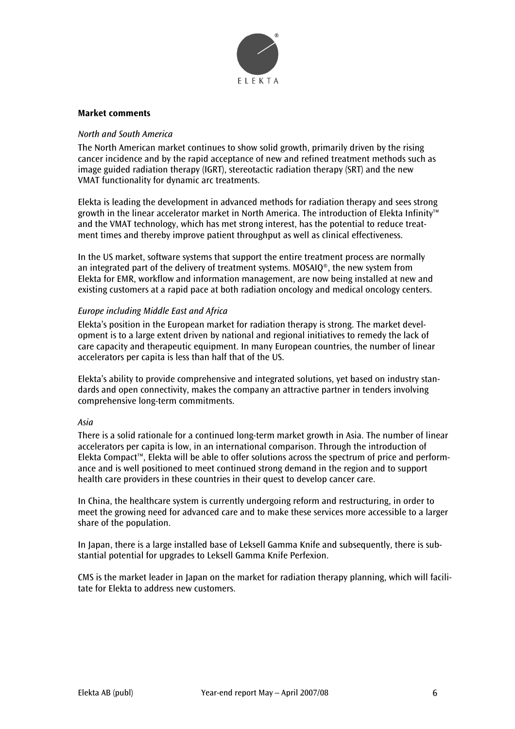**Market comments**

*North and South America*

The North American market continues to show solid growth, primarily driven by the rising cancer incidence and by the rapid acceptance of new and refined treatment methods such as image guided radiation therapy (IGRT), stereotactic radiation therapy (SRT) and the new VMAT functionality for dynamic arc treatments.

Elekta is leading the development in advanced methods for radiation therapy and sees strong growth in the linear accelerator market in North America. The introduction of Elekta Infinity™ and the VMAT technology, which has met strong interest, has the potential to reduce treatment times and thereby improve patient throughput as well as clinical effectiveness.

In the US market, software systems that support the entire treatment process are normally an integrated part of the delivery of treatment systems. MOSAIQ®, the new system from Elekta for EMR, workflow and information management, are now being installed at new and existing customers at a rapid pace at both radiation oncology and medical oncology centers.

*Europe including Middle East and Africa*

Elekta's position in the European market for radiation therapy is strong. The market development is to a large extent driven by national and regional initiatives to remedy the lack of care capacity and therapeutic equipment. In many European countries, the number of linear accelerators per capita is less than half that of the US.

Elekta's ability to provide comprehensive and integrated solutions, yet based on industry standards and open connectivity, makes the company an attractive partner in tenders involving comprehensive long-term commitments.

*Asia*

There is a solid rationale for a continued long-term market growth in Asia. The number of linear accelerators per capita is low, in an international comparison. Through the introduction of Elekta Compact™, Elekta will be able to offer solutions across the spectrum of price and performance and is well positioned to meet continued strong demand in the region and to support health care providers in these countries in their quest to develop cancer care.

In China, the healthcare system is currently undergoing reform and restructuring, in order to meet the growing need for advanced care and to make these services more accessible to a larger share of the population.

In Japan, there is a large installed base of Leksell Gamma Knife and subsequently, there is substantial potential for upgrades to Leksell Gamma Knife Perfexion.

CMS is the market leader in Japan on the market for radiation therapy planning, which will facilitate for Elekta to address new customers.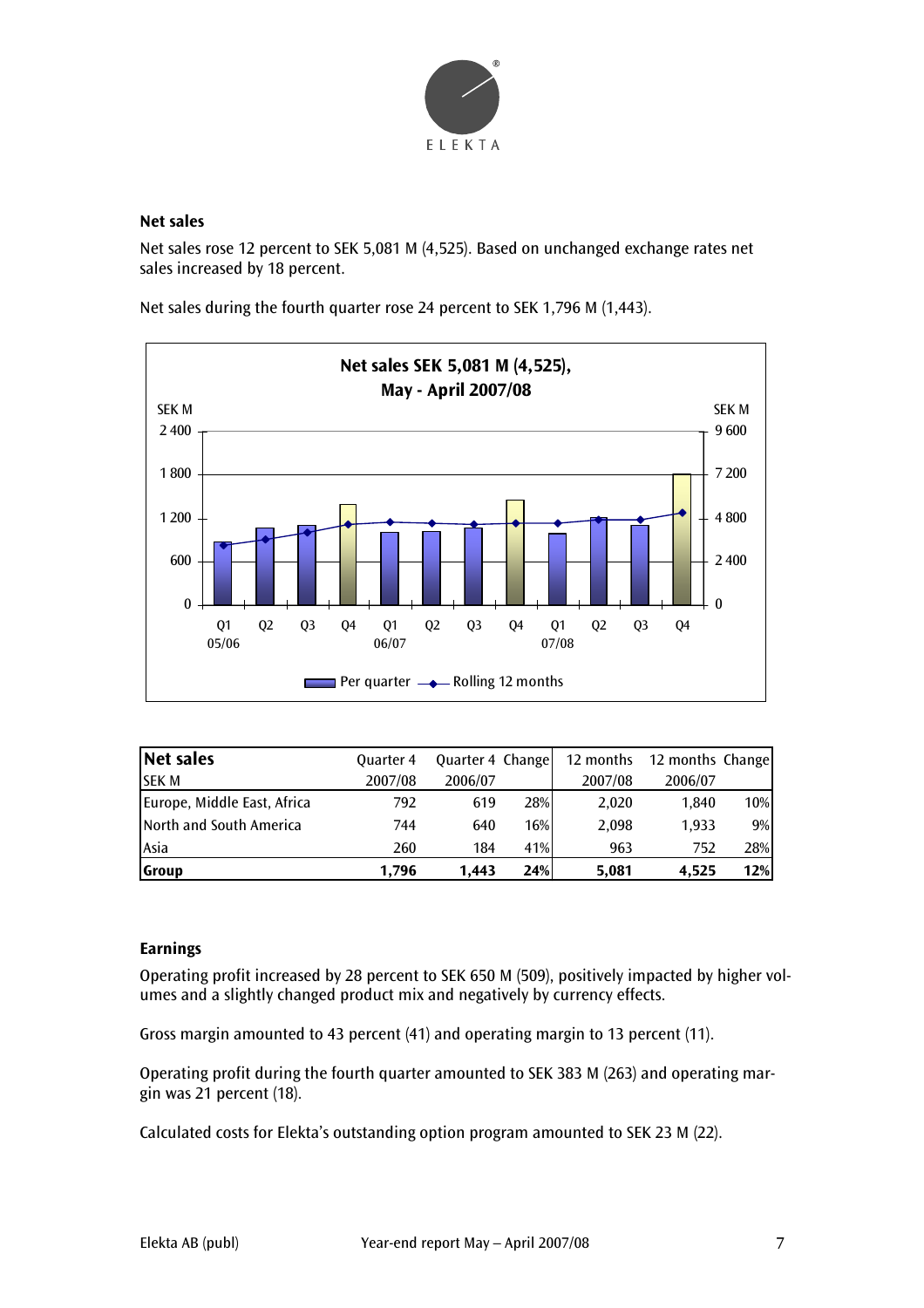## Net sales

Net sales rose 12 percent to SEK 5,081 M (4,525). Based on unchanged exchange rates net sales increased by 18 percent.

Net sales during the fourth quarter rose 24 percent to SEK 1,796 M (1,443).

**Net sales SEK 5,081 M (4,525), May - April 2007/08**

| Net sales SEK M | Quarter 4 2007/08 | Quarter 4 2006/07 | Change | 12 months 2007/08 | 12 months 2006/07 | Change |
|---|---|---|---|---|---|---|
| Europe, Middle East, Africa | 792 | 619 | 28% | 2,020 | 1,840 | 10% |
| North and South America | 744 | 640 | 16% | 2,098 | 1,933 | 9% |
| Asia | 260 | 184 | 41% | 963 | 752 | 28% |
| **Group** | **1,796** | **1,443** | **24%** | **5,081** | **4,525** | **12%** |

## Earnings

Operating profit increased by 28 percent to SEK 650 M (509), positively impacted by higher volumes and a slightly changed product mix and negatively by currency effects.

Gross margin amounted to 43 percent (41) and operating margin to 13 percent (11).

Operating profit during the fourth quarter amounted to SEK 383 M (263) and operating margin was 21 percent (18).

Calculated costs for Elekta's outstanding option program amounted to SEK 23 M (22).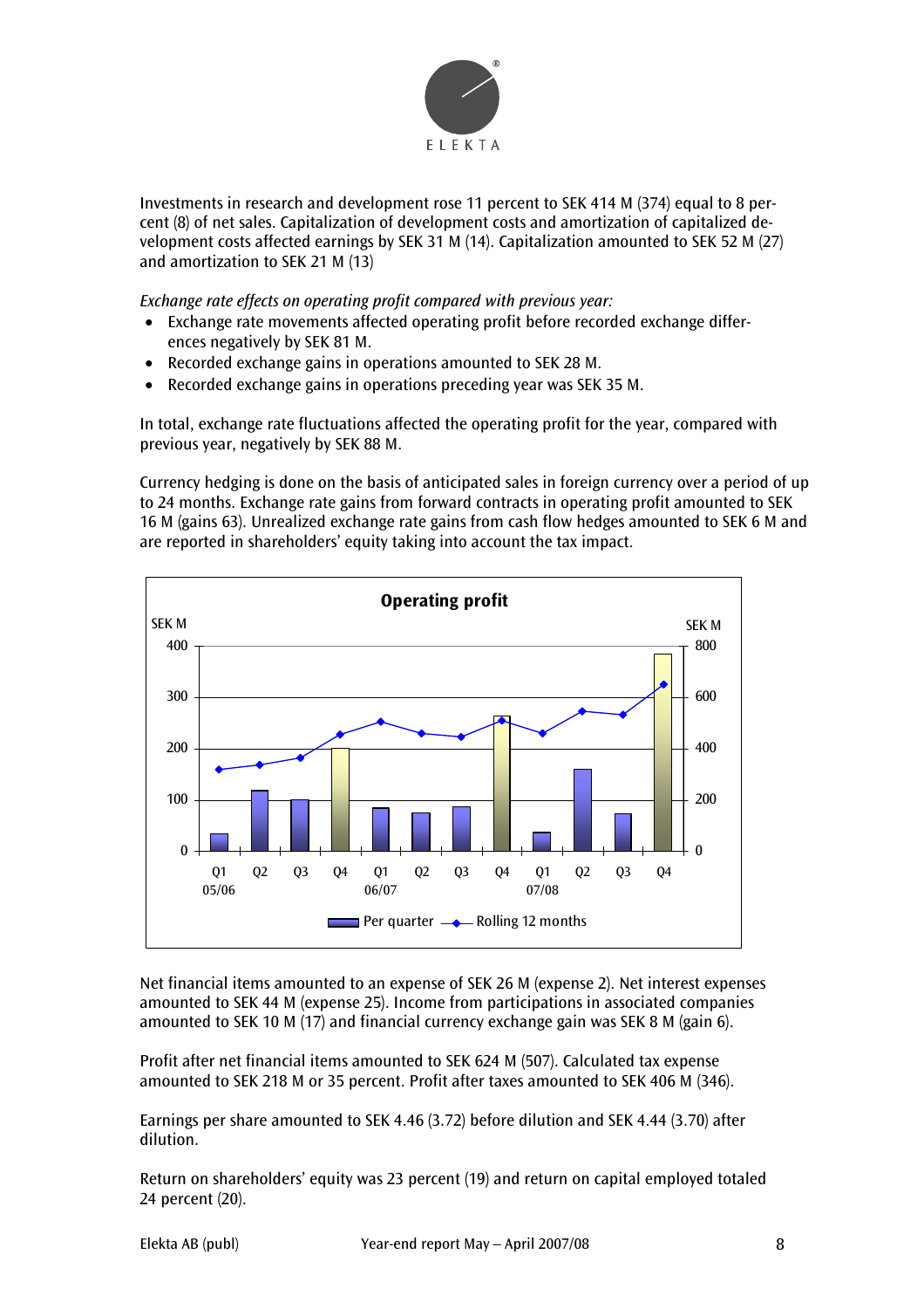Investments in research and development rose 11 percent to SEK 414 M (374) equal to 8 percent (8) of net sales. Capitalization of development costs and amortization of capitalized development costs affected earnings by SEK 31 M (14). Capitalization amounted to SEK 52 M (27) and amortization to SEK 21 M (13)

*Exchange rate effects on operating profit compared with previous year:*

- Exchange rate movements affected operating profit before recorded exchange differences negatively by SEK 81 M.
- Recorded exchange gains in operations amounted to SEK 28 M.
- Recorded exchange gains in operations preceding year was SEK 35 M.

In total, exchange rate fluctuations affected the operating profit for the year, compared with previous year, negatively by SEK 88 M.

Currency hedging is done on the basis of anticipated sales in foreign currency over a period of up to 24 months. Exchange rate gains from forward contracts in operating profit amounted to SEK 16 M (gains 63). Unrealized exchange rate gains from cash flow hedges amounted to SEK 6 M and are reported in shareholders' equity taking into account the tax impact.

**Operating profit**

SEK M (Per quarter, left axis, 0–400) / SEK M (Rolling 12 months, right axis, 0–800)

Q1 05/06, Q2, Q3, Q4, Q1 06/07, Q2, Q3, Q4, Q1 07/08, Q2, Q3, Q4

Per quarter — Rolling 12 months

Net financial items amounted to an expense of SEK 26 M (expense 2). Net interest expenses amounted to SEK 44 M (expense 25). Income from participations in associated companies amounted to SEK 10 M (17) and financial currency exchange gain was SEK 8 M (gain 6).

Profit after net financial items amounted to SEK 624 M (507). Calculated tax expense amounted to SEK 218 M or 35 percent. Profit after taxes amounted to SEK 406 M (346).

Earnings per share amounted to SEK 4.46 (3.72) before dilution and SEK 4.44 (3.70) after dilution.

Return on shareholders' equity was 23 percent (19) and return on capital employed totaled 24 percent (20).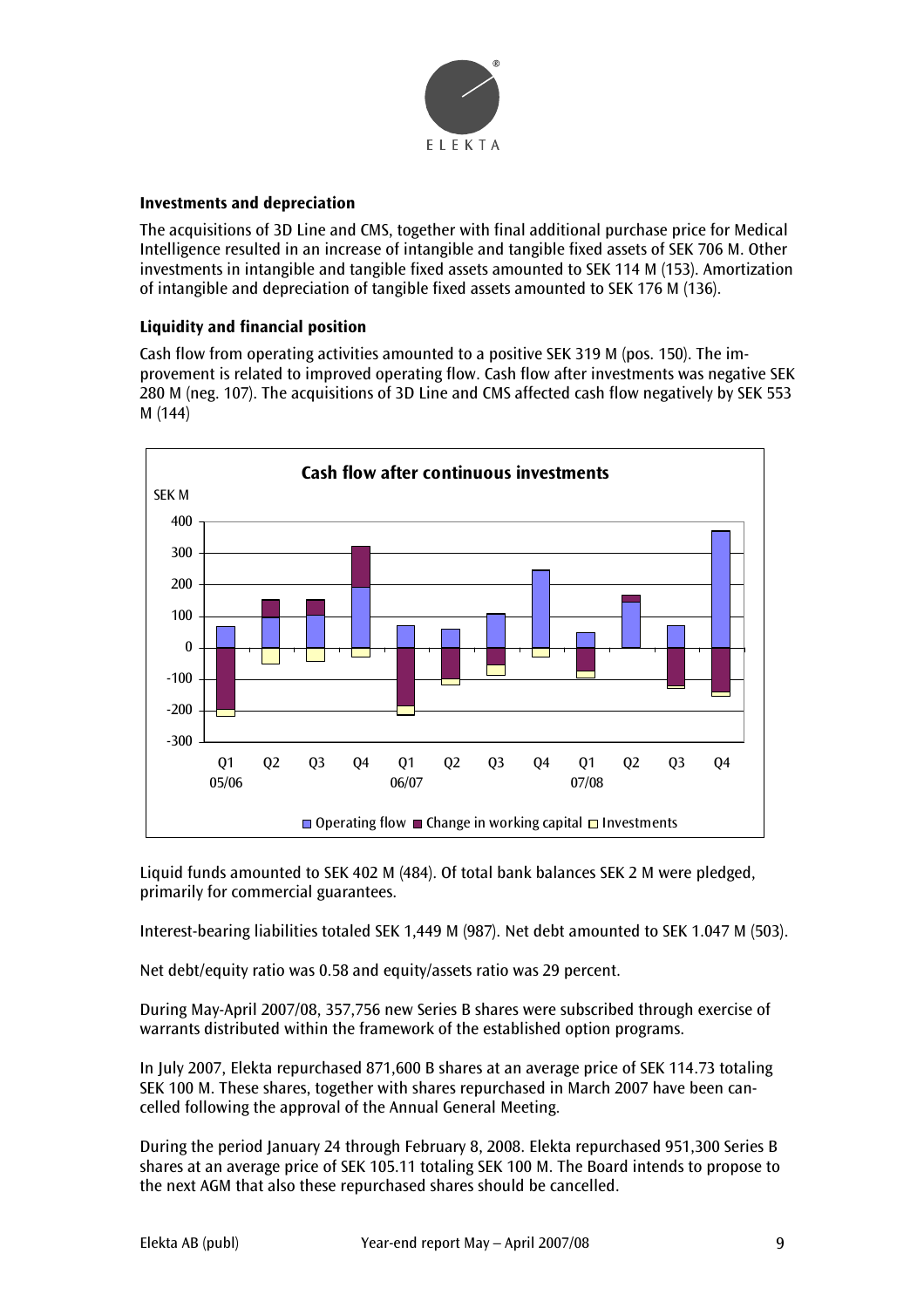### Investments and depreciation

The acquisitions of 3D Line and CMS, together with final additional purchase price for Medical Intelligence resulted in an increase of intangible and tangible fixed assets of SEK 706 M. Other investments in intangible and tangible fixed assets amounted to SEK 114 M (153). Amortization of intangible and depreciation of tangible fixed assets amounted to SEK 176 M (136).

### Liquidity and financial position

Cash flow from operating activities amounted to a positive SEK 319 M (pos. 150). The improvement is related to improved operating flow. Cash flow after investments was negative SEK 280 M (neg. 107). The acquisitions of 3D Line and CMS affected cash flow negatively by SEK 553 M (144)

Cash flow after continuous investments

Liquid funds amounted to SEK 402 M (484). Of total bank balances SEK 2 M were pledged, primarily for commercial guarantees.

Interest-bearing liabilities totaled SEK 1,449 M (987). Net debt amounted to SEK 1.047 M (503).

Net debt/equity ratio was 0.58 and equity/assets ratio was 29 percent.

During May-April 2007/08, 357,756 new Series B shares were subscribed through exercise of warrants distributed within the framework of the established option programs.

In July 2007, Elekta repurchased 871,600 B shares at an average price of SEK 114.73 totaling SEK 100 M. These shares, together with shares repurchased in March 2007 have been cancelled following the approval of the Annual General Meeting.

During the period January 24 through February 8, 2008. Elekta repurchased 951,300 Series B shares at an average price of SEK 105.11 totaling SEK 100 M. The Board intends to propose to the next AGM that also these repurchased shares should be cancelled.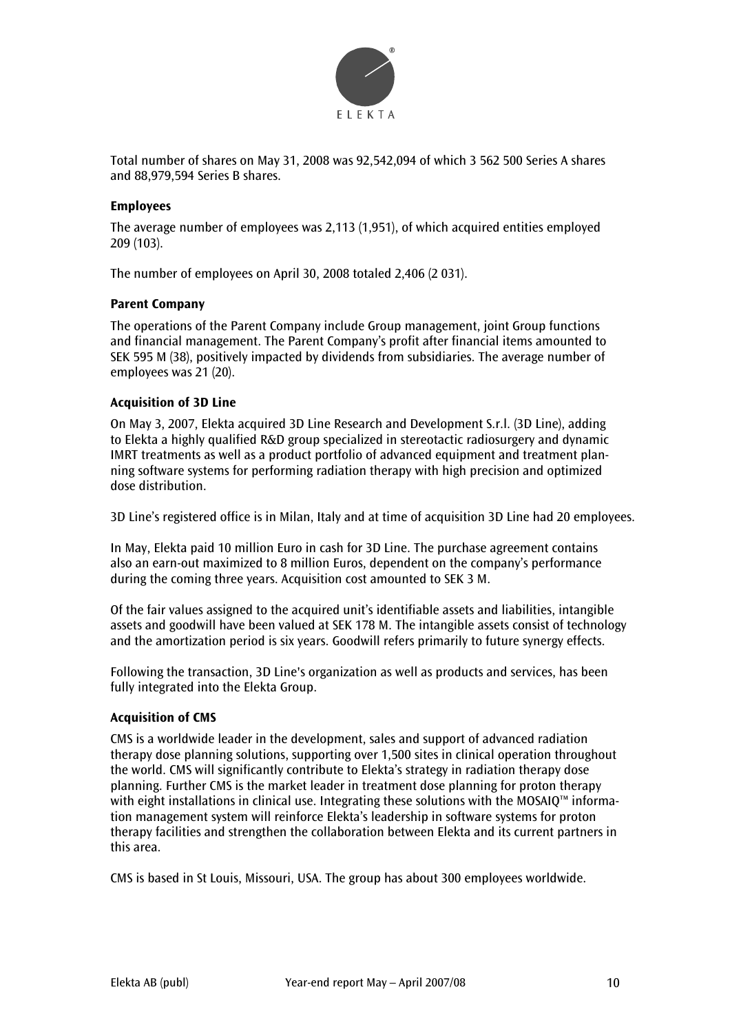Total number of shares on May 31, 2008 was 92,542,094 of which 3 562 500 Series A shares and 88,979,594 Series B shares.

### Employees

The average number of employees was 2,113 (1,951), of which acquired entities employed 209 (103).

The number of employees on April 30, 2008 totaled 2,406 (2 031).

### Parent Company

The operations of the Parent Company include Group management, joint Group functions and financial management. The Parent Company's profit after financial items amounted to SEK 595 M (38), positively impacted by dividends from subsidiaries. The average number of employees was 21 (20).

### Acquisition of 3D Line

On May 3, 2007, Elekta acquired 3D Line Research and Development S.r.l. (3D Line), adding to Elekta a highly qualified R&D group specialized in stereotactic radiosurgery and dynamic IMRT treatments as well as a product portfolio of advanced equipment and treatment planning software systems for performing radiation therapy with high precision and optimized dose distribution.

3D Line's registered office is in Milan, Italy and at time of acquisition 3D Line had 20 employees.

In May, Elekta paid 10 million Euro in cash for 3D Line. The purchase agreement contains also an earn-out maximized to 8 million Euros, dependent on the company's performance during the coming three years. Acquisition cost amounted to SEK 3 M.

Of the fair values assigned to the acquired unit's identifiable assets and liabilities, intangible assets and goodwill have been valued at SEK 178 M. The intangible assets consist of technology and the amortization period is six years. Goodwill refers primarily to future synergy effects.

Following the transaction, 3D Line's organization as well as products and services, has been fully integrated into the Elekta Group.

### Acquisition of CMS

CMS is a worldwide leader in the development, sales and support of advanced radiation therapy dose planning solutions, supporting over 1,500 sites in clinical operation throughout the world. CMS will significantly contribute to Elekta's strategy in radiation therapy dose planning. Further CMS is the market leader in treatment dose planning for proton therapy with eight installations in clinical use. Integrating these solutions with the MOSAIQ™ information management system will reinforce Elekta's leadership in software systems for proton therapy facilities and strengthen the collaboration between Elekta and its current partners in this area.

CMS is based in St Louis, Missouri, USA. The group has about 300 employees worldwide.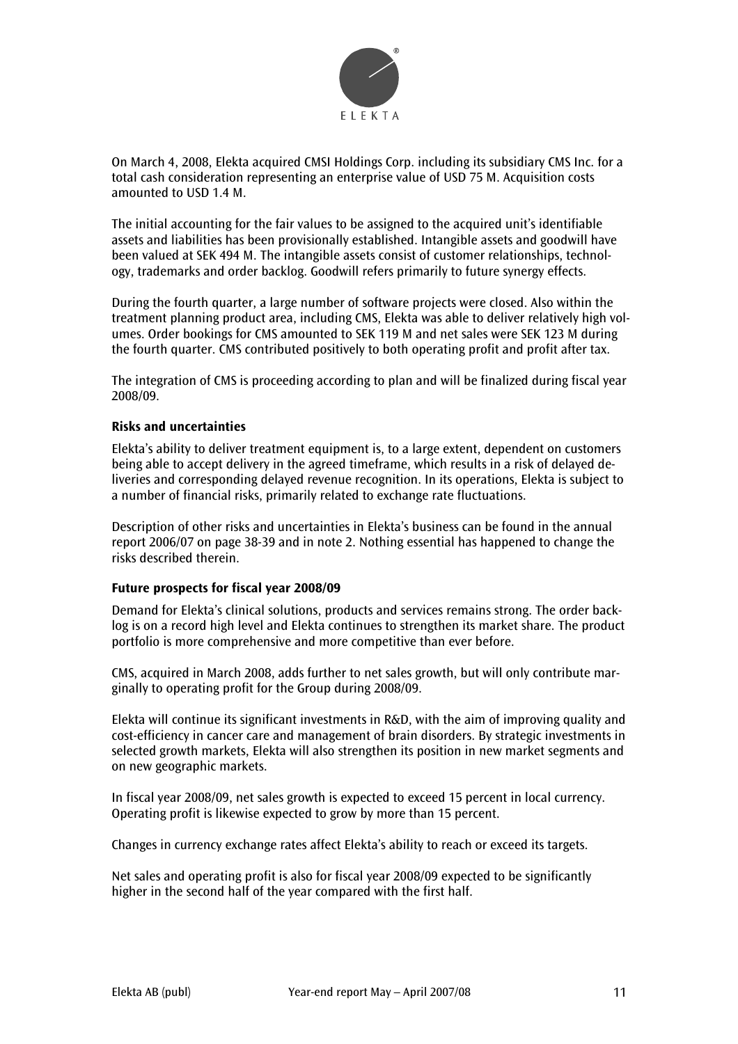On March 4, 2008, Elekta acquired CMSI Holdings Corp. including its subsidiary CMS Inc. for a total cash consideration representing an enterprise value of USD 75 M. Acquisition costs amounted to USD 1.4 M.

The initial accounting for the fair values to be assigned to the acquired unit's identifiable assets and liabilities has been provisionally established. Intangible assets and goodwill have been valued at SEK 494 M. The intangible assets consist of customer relationships, technology, trademarks and order backlog. Goodwill refers primarily to future synergy effects.

During the fourth quarter, a large number of software projects were closed. Also within the treatment planning product area, including CMS, Elekta was able to deliver relatively high volumes. Order bookings for CMS amounted to SEK 119 M and net sales were SEK 123 M during the fourth quarter. CMS contributed positively to both operating profit and profit after tax.

The integration of CMS is proceeding according to plan and will be finalized during fiscal year 2008/09.

**Risks and uncertainties**

Elekta's ability to deliver treatment equipment is, to a large extent, dependent on customers being able to accept delivery in the agreed timeframe, which results in a risk of delayed deliveries and corresponding delayed revenue recognition. In its operations, Elekta is subject to a number of financial risks, primarily related to exchange rate fluctuations.

Description of other risks and uncertainties in Elekta's business can be found in the annual report 2006/07 on page 38-39 and in note 2. Nothing essential has happened to change the risks described therein.

**Future prospects for fiscal year 2008/09**

Demand for Elekta's clinical solutions, products and services remains strong. The order backlog is on a record high level and Elekta continues to strengthen its market share. The product portfolio is more comprehensive and more competitive than ever before.

CMS, acquired in March 2008, adds further to net sales growth, but will only contribute marginally to operating profit for the Group during 2008/09.

Elekta will continue its significant investments in R&D, with the aim of improving quality and cost-efficiency in cancer care and management of brain disorders. By strategic investments in selected growth markets, Elekta will also strengthen its position in new market segments and on new geographic markets.

In fiscal year 2008/09, net sales growth is expected to exceed 15 percent in local currency. Operating profit is likewise expected to grow by more than 15 percent.

Changes in currency exchange rates affect Elekta's ability to reach or exceed its targets.

Net sales and operating profit is also for fiscal year 2008/09 expected to be significantly higher in the second half of the year compared with the first half.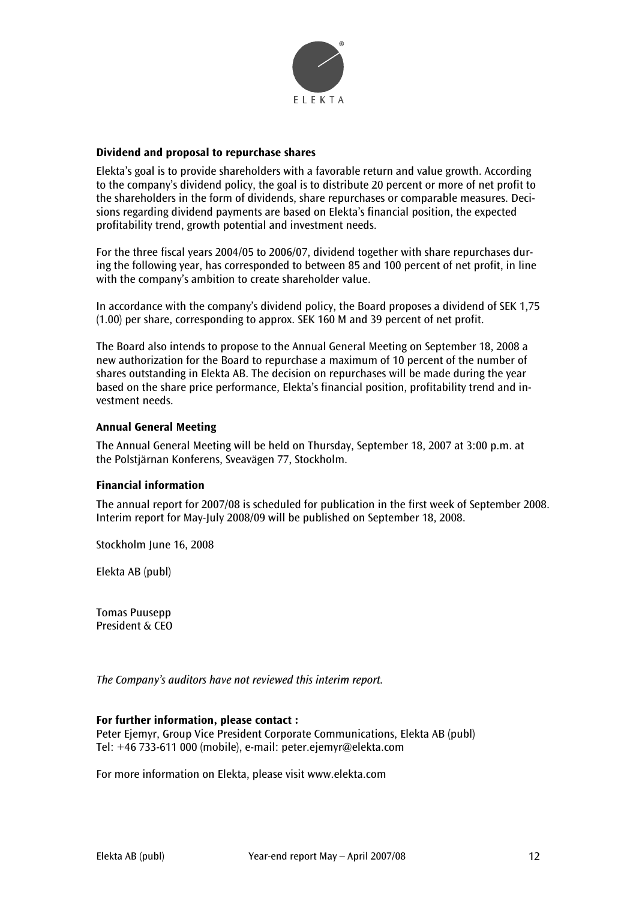### Dividend and proposal to repurchase shares

Elekta's goal is to provide shareholders with a favorable return and value growth. According to the company's dividend policy, the goal is to distribute 20 percent or more of net profit to the shareholders in the form of dividends, share repurchases or comparable measures. Decisions regarding dividend payments are based on Elekta's financial position, the expected profitability trend, growth potential and investment needs.

For the three fiscal years 2004/05 to 2006/07, dividend together with share repurchases during the following year, has corresponded to between 85 and 100 percent of net profit, in line with the company's ambition to create shareholder value.

In accordance with the company's dividend policy, the Board proposes a dividend of SEK 1,75 (1.00) per share, corresponding to approx. SEK 160 M and 39 percent of net profit.

The Board also intends to propose to the Annual General Meeting on September 18, 2008 a new authorization for the Board to repurchase a maximum of 10 percent of the number of shares outstanding in Elekta AB. The decision on repurchases will be made during the year based on the share price performance, Elekta's financial position, profitability trend and investment needs.

### Annual General Meeting

The Annual General Meeting will be held on Thursday, September 18, 2007 at 3:00 p.m. at the Polstjärnan Konferens, Sveavägen 77, Stockholm.

### Financial information

The annual report for 2007/08 is scheduled for publication in the first week of September 2008. Interim report for May-July 2008/09 will be published on September 18, 2008.

Stockholm June 16, 2008

Elekta AB (publ)

Tomas Puusepp
President & CEO

*The Company's auditors have not reviewed this interim report.*

**For further information, please contact :**
Peter Ejemyr, Group Vice President Corporate Communications, Elekta AB (publ)
Tel: +46 733-611 000 (mobile), e-mail: peter.ejemyr@elekta.com

For more information on Elekta, please visit www.elekta.com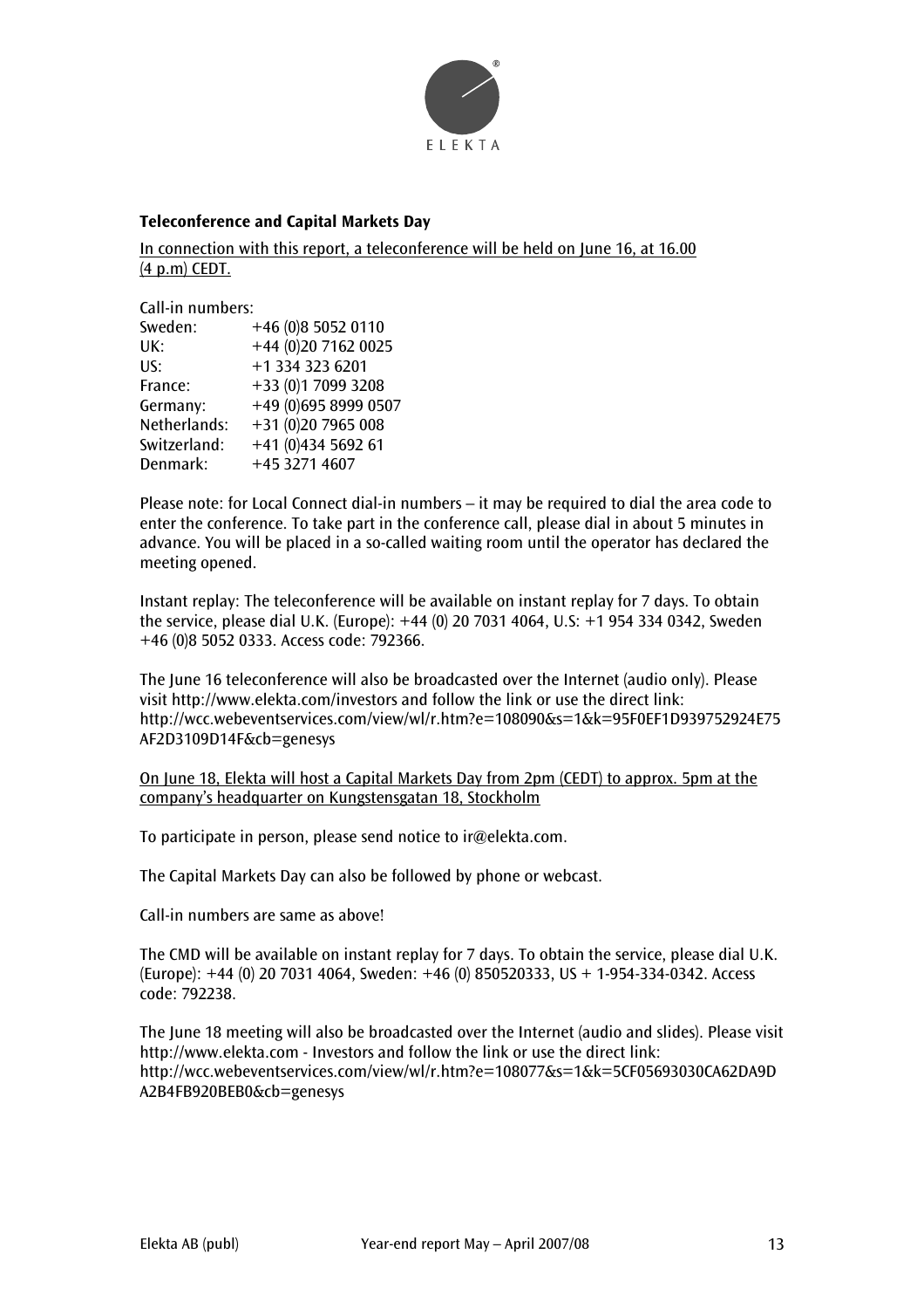**Teleconference and Capital Markets Day**

In connection with this report, a teleconference will be held on June 16, at 16.00 (4 p.m) CEDT.

Call-in numbers:

| | |
|---|---|
| Sweden: | +46 (0)8 5052 0110 |
| UK: | +44 (0)20 7162 0025 |
| US: | +1 334 323 6201 |
| France: | +33 (0)1 7099 3208 |
| Germany: | +49 (0)695 8999 0507 |
| Netherlands: | +31 (0)20 7965 008 |
| Switzerland: | +41 (0)434 5692 61 |
| Denmark: | +45 3271 4607 |

Please note: for Local Connect dial-in numbers – it may be required to dial the area code to enter the conference. To take part in the conference call, please dial in about 5 minutes in advance. You will be placed in a so-called waiting room until the operator has declared the meeting opened.

Instant replay: The teleconference will be available on instant replay for 7 days. To obtain the service, please dial U.K. (Europe): +44 (0) 20 7031 4064, U.S: +1 954 334 0342, Sweden +46 (0)8 5052 0333. Access code: 792366.

The June 16 teleconference will also be broadcasted over the Internet (audio only). Please visit http://www.elekta.com/investors and follow the link or use the direct link: http://wcc.webeventservices.com/view/wl/r.htm?e=108090&s=1&k=95F0EF1D939752924E75AF2D3109D14F&cb=genesys

On June 18, Elekta will host a Capital Markets Day from 2pm (CEDT) to approx. 5pm at the company's headquarter on Kungstensgatan 18, Stockholm

To participate in person, please send notice to ir@elekta.com.

The Capital Markets Day can also be followed by phone or webcast.

Call-in numbers are same as above!

The CMD will be available on instant replay for 7 days. To obtain the service, please dial U.K. (Europe): +44 (0) 20 7031 4064, Sweden: +46 (0) 850520333, US + 1-954-334-0342. Access code: 792238.

The June 18 meeting will also be broadcasted over the Internet (audio and slides). Please visit http://www.elekta.com - Investors and follow the link or use the direct link: http://wcc.webeventservices.com/view/wl/r.htm?e=108077&s=1&k=5CF05693030CA62DA9DA2B4FB920BEB0&cb=genesys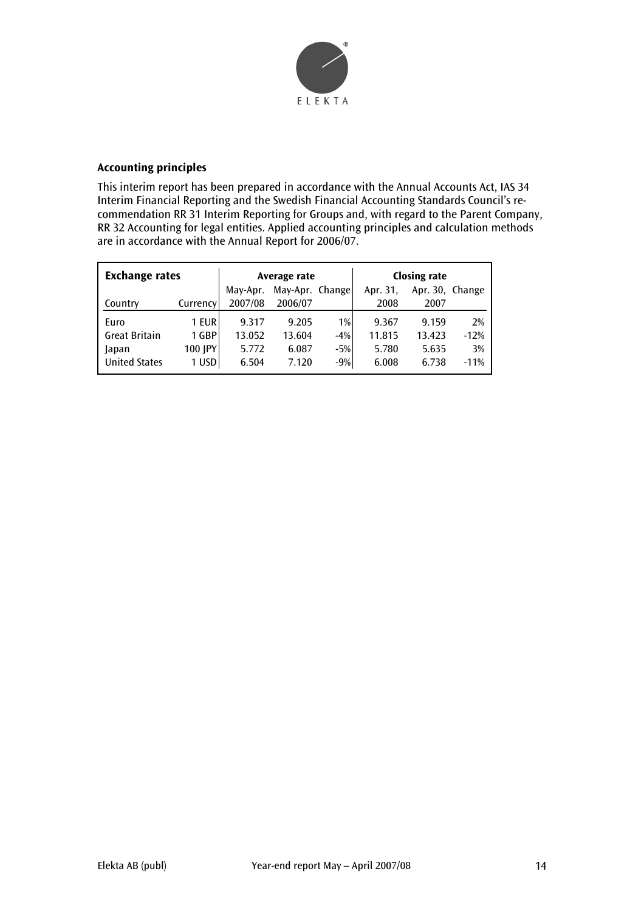### Accounting principles

This interim report has been prepared in accordance with the Annual Accounts Act, IAS 34 Interim Financial Reporting and the Swedish Financial Accounting Standards Council's recommendation RR 31 Interim Reporting for Groups and, with regard to the Parent Company, RR 32 Accounting for legal entities. Applied accounting principles and calculation methods are in accordance with the Annual Report for 2006/07.

| **Exchange rates** | | **Average rate** | | | **Closing rate** | | |
|---|---|---|---|---|---|---|---|
| Country | Currency | May-Apr. 2007/08 | May-Apr. 2006/07 | Change | Apr. 31, 2008 | Apr. 30, 2007 | Change |
| Euro | 1 EUR | 9.317 | 9.205 | 1% | 9.367 | 9.159 | 2% |
| Great Britain | 1 GBP | 13.052 | 13.604 | -4% | 11.815 | 13.423 | -12% |
| Japan | 100 JPY | 5.772 | 6.087 | -5% | 5.780 | 5.635 | 3% |
| United States | 1 USD | 6.504 | 7.120 | -9% | 6.008 | 6.738 | -11% |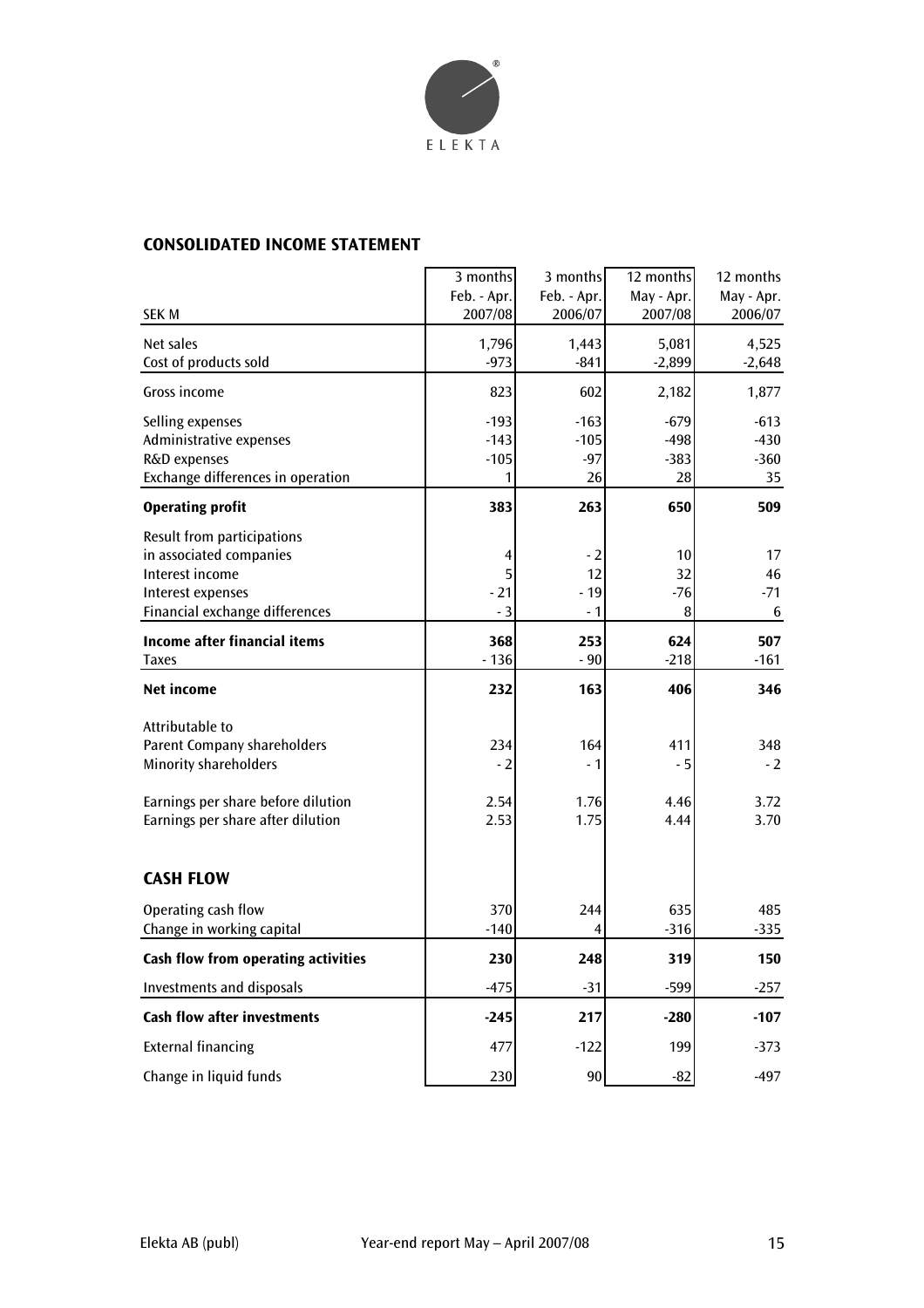## CONSOLIDATED INCOME STATEMENT

| SEK M | 3 months Feb. - Apr. 2007/08 | 3 months Feb. - Apr. 2006/07 | 12 months May - Apr. 2007/08 | 12 months May - Apr. 2006/07 |
|---|---|---|---|---|
| Net sales | 1,796 | 1,443 | 5,081 | 4,525 |
| Cost of products sold | -973 | -841 | -2,899 | -2,648 |
| Gross income | 823 | 602 | 2,182 | 1,877 |
| Selling expenses | -193 | -163 | -679 | -613 |
| Administrative expenses | -143 | -105 | -498 | -430 |
| R&D expenses | -105 | -97 | -383 | -360 |
| Exchange differences in operation | 1 | 26 | 28 | 35 |
| **Operating profit** | **383** | **263** | **650** | **509** |
| Result from participations in associated companies | 4 | - 2 | 10 | 17 |
| Interest income | 5 | 12 | 32 | 46 |
| Interest expenses | - 21 | - 19 | -76 | -71 |
| Financial exchange differences | - 3 | - 1 | 8 | 6 |
| **Income after financial items** | **368** | **253** | **624** | **507** |
| Taxes | - 136 | - 90 | -218 | -161 |
| **Net income** | **232** | **163** | **406** | **346** |
| Attributable to | | | | |
| Parent Company shareholders | 234 | 164 | 411 | 348 |
| Minority shareholders | - 2 | - 1 | - 5 | - 2 |
| Earnings per share before dilution | 2.54 | 1.76 | 4.46 | 3.72 |
| Earnings per share after dilution | 2.53 | 1.75 | 4.44 | 3.70 |

## CASH FLOW

| SEK M | 3 months Feb. - Apr. 2007/08 | 3 months Feb. - Apr. 2006/07 | 12 months May - Apr. 2007/08 | 12 months May - Apr. 2006/07 |
|---|---|---|---|---|
| Operating cash flow | 370 | 244 | 635 | 485 |
| Change in working capital | -140 | 4 | -316 | -335 |
| **Cash flow from operating activities** | **230** | **248** | **319** | **150** |
| Investments and disposals | -475 | -31 | -599 | -257 |
| **Cash flow after investments** | **-245** | **217** | **-280** | **-107** |
| External financing | 477 | -122 | 199 | -373 |
| Change in liquid funds | 230 | 90 | -82 | -497 |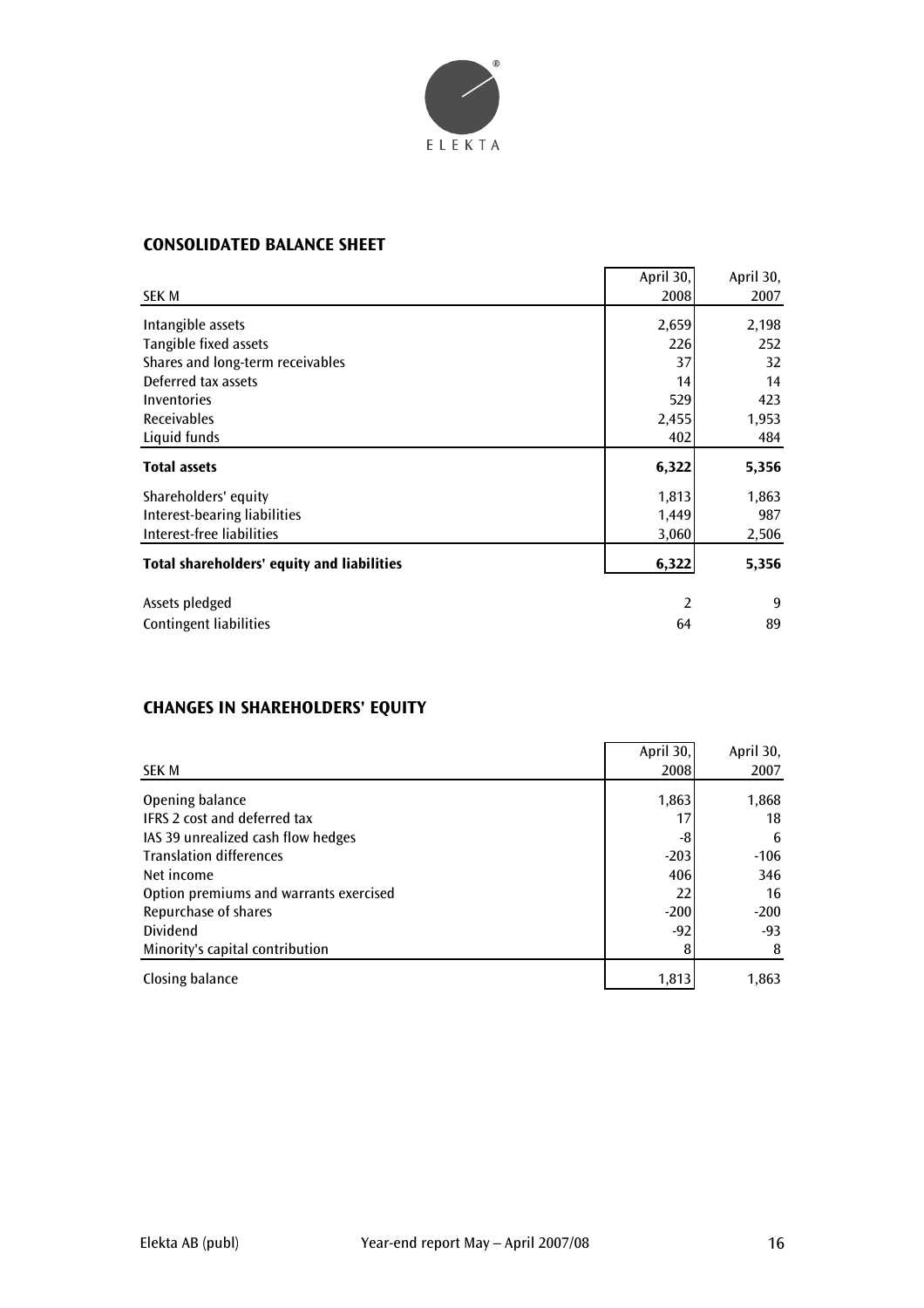## CONSOLIDATED BALANCE SHEET

| SEK M | April 30, 2008 | April 30, 2007 |
|---|---|---|
| Intangible assets | 2,659 | 2,198 |
| Tangible fixed assets | 226 | 252 |
| Shares and long-term receivables | 37 | 32 |
| Deferred tax assets | 14 | 14 |
| Inventories | 529 | 423 |
| Receivables | 2,455 | 1,953 |
| Liquid funds | 402 | 484 |
| **Total assets** | **6,322** | **5,356** |
| Shareholders' equity | 1,813 | 1,863 |
| Interest-bearing liabilities | 1,449 | 987 |
| Interest-free liabilities | 3,060 | 2,506 |
| **Total shareholders' equity and liabilities** | **6,322** | **5,356** |
| Assets pledged | 2 | 9 |
| Contingent liabilities | 64 | 89 |

## CHANGES IN SHAREHOLDERS' EQUITY

| SEK M | April 30, 2008 | April 30, 2007 |
|---|---|---|
| Opening balance | 1,863 | 1,868 |
| IFRS 2 cost and deferred tax | 17 | 18 |
| IAS 39 unrealized cash flow hedges | -8 | 6 |
| Translation differences | -203 | -106 |
| Net income | 406 | 346 |
| Option premiums and warrants exercised | 22 | 16 |
| Repurchase of shares | -200 | -200 |
| Dividend | -92 | -93 |
| Minority's capital contribution | 8 | 8 |
| Closing balance | 1,813 | 1,863 |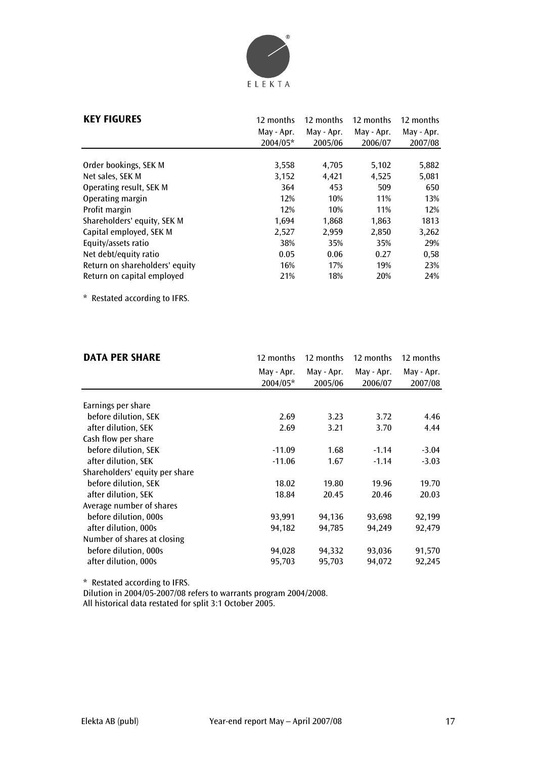ELEKTA

## KEY FIGURES

| | 12 months May - Apr. 2004/05* | 12 months May - Apr. 2005/06 | 12 months May - Apr. 2006/07 | 12 months May - Apr. 2007/08 |
|---|---|---|---|---|
| Order bookings, SEK M | 3,558 | 4,705 | 5,102 | 5,882 |
| Net sales, SEK M | 3,152 | 4,421 | 4,525 | 5,081 |
| Operating result, SEK M | 364 | 453 | 509 | 650 |
| Operating margin | 12% | 10% | 11% | 13% |
| Profit margin | 12% | 10% | 11% | 12% |
| Shareholders' equity, SEK M | 1,694 | 1,868 | 1,863 | 1813 |
| Capital employed, SEK M | 2,527 | 2,959 | 2,850 | 3,262 |
| Equity/assets ratio | 38% | 35% | 35% | 29% |
| Net debt/equity ratio | 0.05 | 0.06 | 0.27 | 0,58 |
| Return on shareholders' equity | 16% | 17% | 19% | 23% |
| Return on capital employed | 21% | 18% | 20% | 24% |

* Restated according to IFRS.

## DATA PER SHARE

| | 12 months May - Apr. 2004/05* | 12 months May - Apr. 2005/06 | 12 months May - Apr. 2006/07 | 12 months May - Apr. 2007/08 |
|---|---|---|---|---|
| Earnings per share | | | | |
| before dilution, SEK | 2.69 | 3.23 | 3.72 | 4.46 |
| after dilution, SEK | 2.69 | 3.21 | 3.70 | 4.44 |
| Cash flow per share | | | | |
| before dilution, SEK | -11.09 | 1.68 | -1.14 | -3.04 |
| after dilution, SEK | -11.06 | 1.67 | -1.14 | -3.03 |
| Shareholders' equity per share | | | | |
| before dilution, SEK | 18.02 | 19.80 | 19.96 | 19.70 |
| after dilution, SEK | 18.84 | 20.45 | 20.46 | 20.03 |
| Average number of shares | | | | |
| before dilution, 000s | 93,991 | 94,136 | 93,698 | 92,199 |
| after dilution, 000s | 94,182 | 94,785 | 94,249 | 92,479 |
| Number of shares at closing | | | | |
| before dilution, 000s | 94,028 | 94,332 | 93,036 | 91,570 |
| after dilution, 000s | 95,703 | 95,703 | 94,072 | 92,245 |

* Restated according to IFRS.
Dilution in 2004/05-2007/08 refers to warrants program 2004/2008.
All historical data restated for split 3:1 October 2005.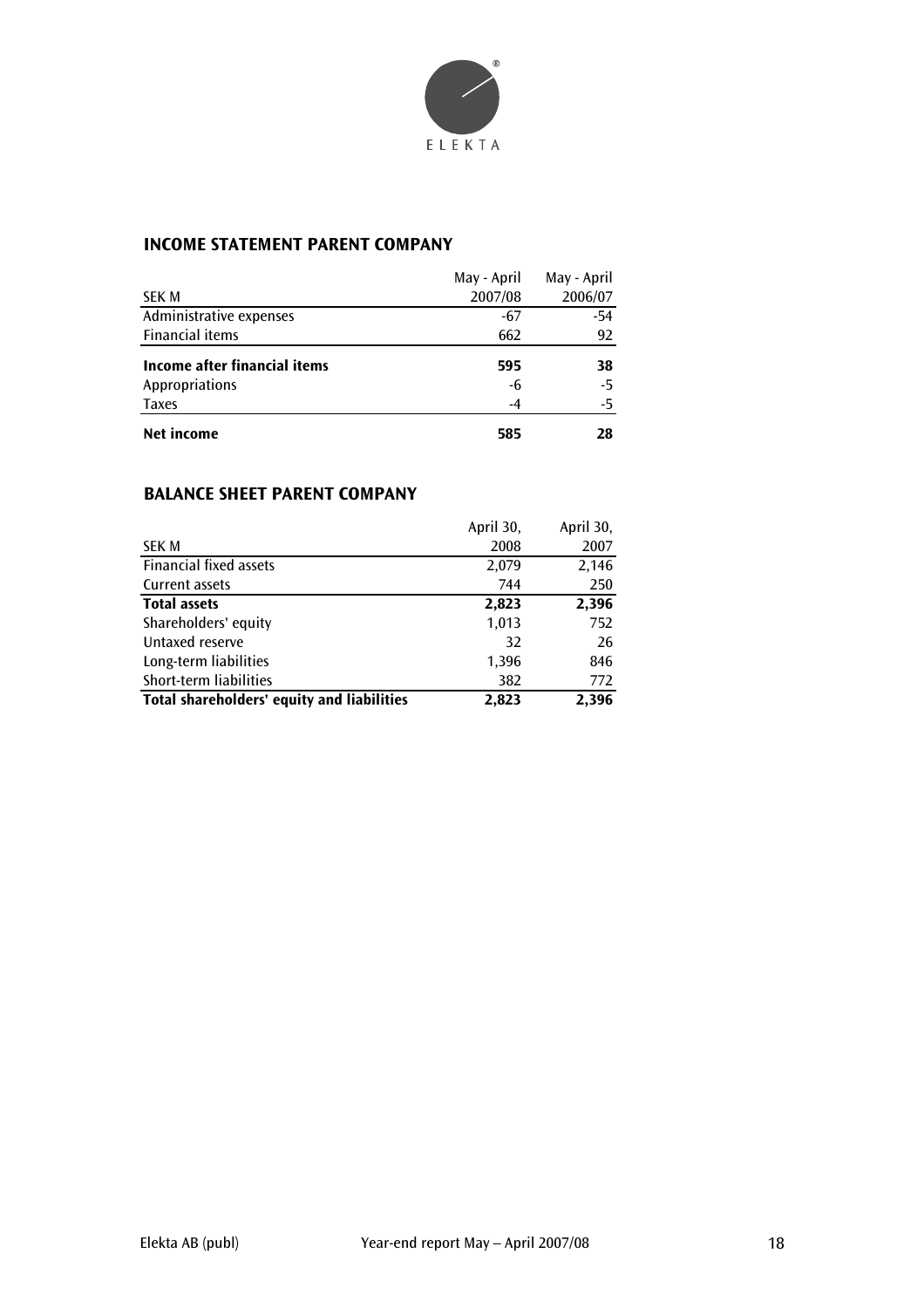## INCOME STATEMENT PARENT COMPANY

| SEK M | May - April 2007/08 | May - April 2006/07 |
|---|---|---|
| Administrative expenses | -67 | -54 |
| Financial items | 662 | 92 |
| **Income after financial items** | **595** | **38** |
| Appropriations | -6 | -5 |
| Taxes | -4 | -5 |
| **Net income** | **585** | **28** |

## BALANCE SHEET PARENT COMPANY

| SEK M | April 30, 2008 | April 30, 2007 |
|---|---|---|
| Financial fixed assets | 2,079 | 2,146 |
| Current assets | 744 | 250 |
| **Total assets** | **2,823** | **2,396** |
| Shareholders' equity | 1,013 | 752 |
| Untaxed reserve | 32 | 26 |
| Long-term liabilities | 1,396 | 846 |
| Short-term liabilities | 382 | 772 |
| **Total shareholders' equity and liabilities** | **2,823** | **2,396** |